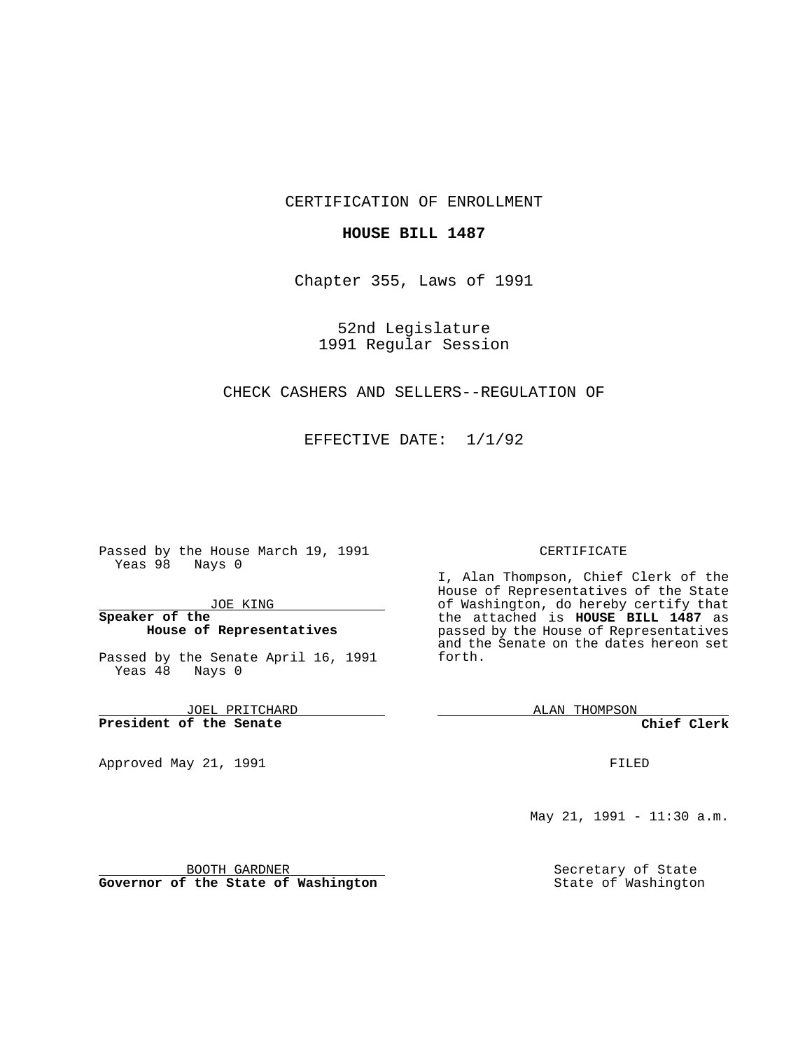CERTIFICATION OF ENROLLMENT

**HOUSE BILL 1487**

Chapter 355, Laws of 1991

52nd Legislature
1991 Regular Session

CHECK CASHERS AND SELLERS--REGULATION OF

EFFECTIVE DATE: 1/1/92

Passed by the House March 19, 1991
Yeas 98 Nays 0

JOE KING
**Speaker of the House of Representatives**

Passed by the Senate April 16, 1991
Yeas 48 Nays 0

JOEL PRITCHARD
**President of the Senate**

Approved May 21, 1991

BOOTH GARDNER
**Governor of the State of Washington**

CERTIFICATE

I, Alan Thompson, Chief Clerk of the House of Representatives of the State of Washington, do hereby certify that the attached is **HOUSE BILL 1487** as passed by the House of Representatives and the Senate on the dates hereon set forth.

ALAN THOMPSON
**Chief Clerk**

FILED

May 21, 1991 - 11:30 a.m.

Secretary of State
State of Washington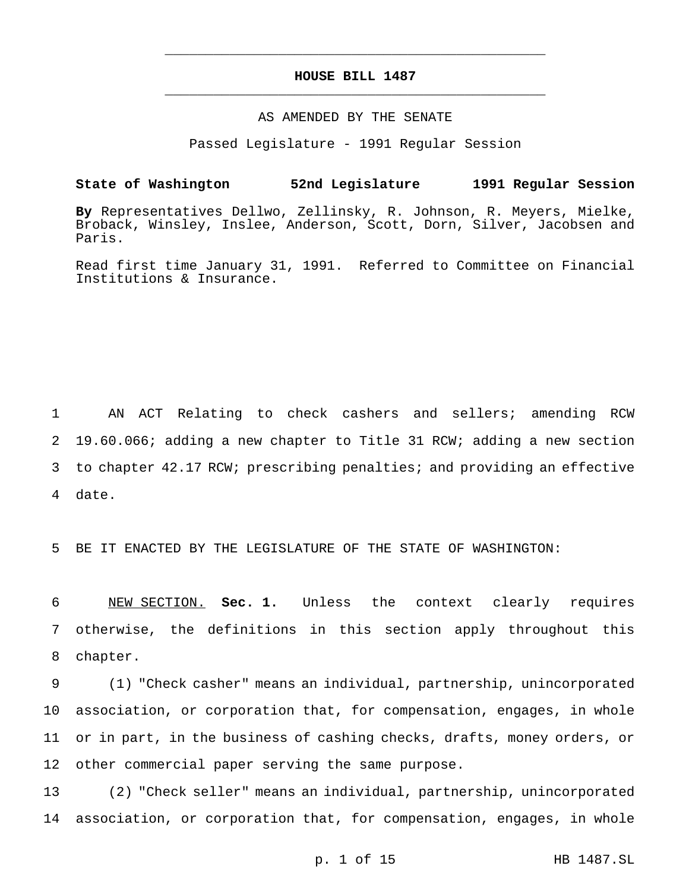# HOUSE BILL 1487

AS AMENDED BY THE SENATE

Passed Legislature - 1991 Regular Session

**State of Washington 52nd Legislature 1991 Regular Session**

**By** Representatives Dellwo, Zellinsky, R. Johnson, R. Meyers, Mielke, Broback, Winsley, Inslee, Anderson, Scott, Dorn, Silver, Jacobsen and Paris.

Read first time January 31, 1991. Referred to Committee on Financial Institutions & Insurance.

AN ACT Relating to check cashers and sellers; amending RCW 19.60.066; adding a new chapter to Title 31 RCW; adding a new section to chapter 42.17 RCW; prescribing penalties; and providing an effective date.

BE IT ENACTED BY THE LEGISLATURE OF THE STATE OF WASHINGTON:

NEW SECTION. **Sec. 1.** Unless the context clearly requires otherwise, the definitions in this section apply throughout this chapter.

(1) "Check casher" means an individual, partnership, unincorporated association, or corporation that, for compensation, engages, in whole or in part, in the business of cashing checks, drafts, money orders, or other commercial paper serving the same purpose.

(2) "Check seller" means an individual, partnership, unincorporated association, or corporation that, for compensation, engages, in whole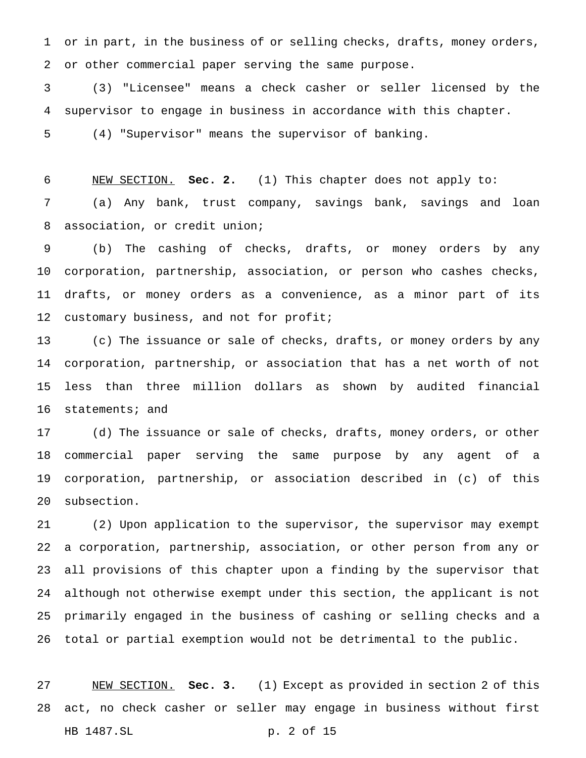or in part, in the business of or selling checks, drafts, money orders, or other commercial paper serving the same purpose.

(3) "Licensee" means a check casher or seller licensed by the supervisor to engage in business in accordance with this chapter.

(4) "Supervisor" means the supervisor of banking.

NEW SECTION. **Sec. 2.** (1) This chapter does not apply to:

(a) Any bank, trust company, savings bank, savings and loan association, or credit union;

(b) The cashing of checks, drafts, or money orders by any corporation, partnership, association, or person who cashes checks, drafts, or money orders as a convenience, as a minor part of its customary business, and not for profit;

(c) The issuance or sale of checks, drafts, or money orders by any corporation, partnership, or association that has a net worth of not less than three million dollars as shown by audited financial statements; and

(d) The issuance or sale of checks, drafts, money orders, or other commercial paper serving the same purpose by any agent of a corporation, partnership, or association described in (c) of this subsection.

(2) Upon application to the supervisor, the supervisor may exempt a corporation, partnership, association, or other person from any or all provisions of this chapter upon a finding by the supervisor that although not otherwise exempt under this section, the applicant is not primarily engaged in the business of cashing or selling checks and a total or partial exemption would not be detrimental to the public.

NEW SECTION. **Sec. 3.** (1) Except as provided in section 2 of this act, no check casher or seller may engage in business without first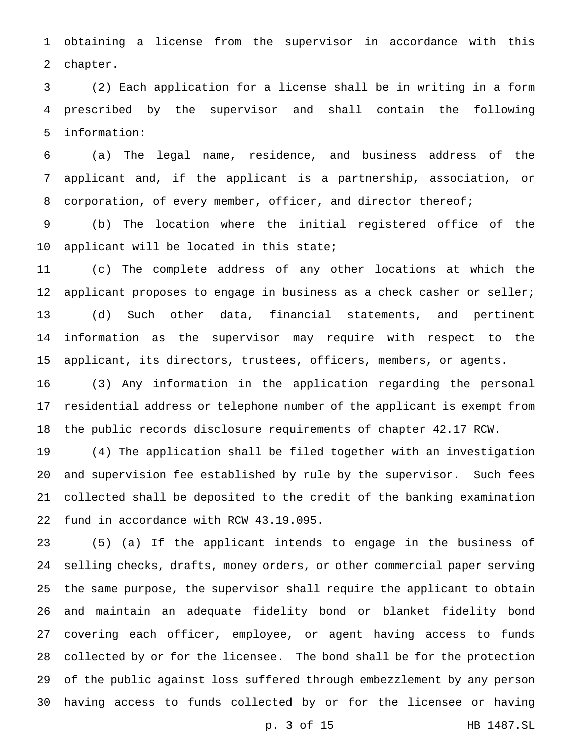obtaining a license from the supervisor in accordance with this chapter.

(2) Each application for a license shall be in writing in a form prescribed by the supervisor and shall contain the following information:

(a) The legal name, residence, and business address of the applicant and, if the applicant is a partnership, association, or corporation, of every member, officer, and director thereof;

(b) The location where the initial registered office of the applicant will be located in this state;

(c) The complete address of any other locations at which the applicant proposes to engage in business as a check casher or seller;

(d) Such other data, financial statements, and pertinent information as the supervisor may require with respect to the applicant, its directors, trustees, officers, members, or agents.

(3) Any information in the application regarding the personal residential address or telephone number of the applicant is exempt from the public records disclosure requirements of chapter 42.17 RCW.

(4) The application shall be filed together with an investigation and supervision fee established by rule by the supervisor. Such fees collected shall be deposited to the credit of the banking examination fund in accordance with RCW 43.19.095.

(5) (a) If the applicant intends to engage in the business of selling checks, drafts, money orders, or other commercial paper serving the same purpose, the supervisor shall require the applicant to obtain and maintain an adequate fidelity bond or blanket fidelity bond covering each officer, employee, or agent having access to funds collected by or for the licensee. The bond shall be for the protection of the public against loss suffered through embezzlement by any person having access to funds collected by or for the licensee or having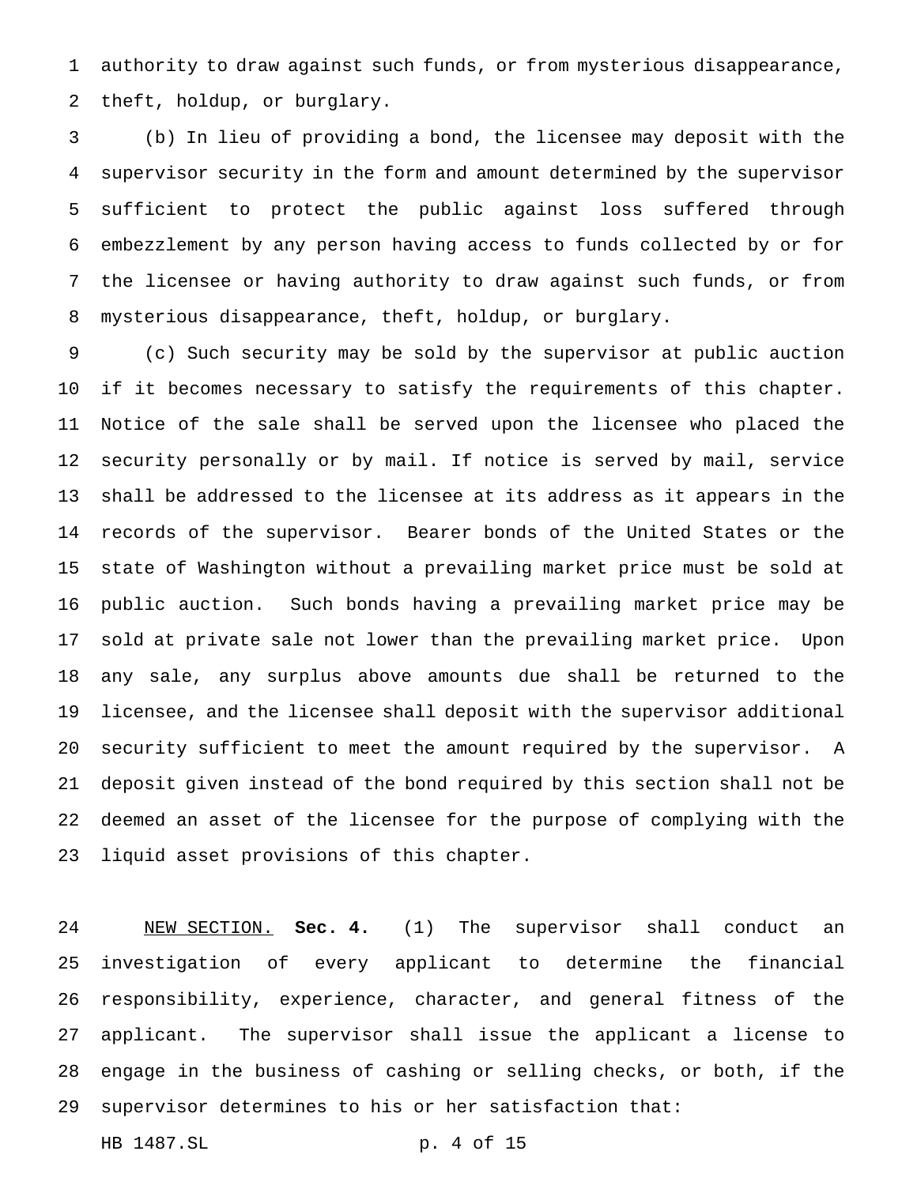authority to draw against such funds, or from mysterious disappearance, theft, holdup, or burglary.

(b) In lieu of providing a bond, the licensee may deposit with the supervisor security in the form and amount determined by the supervisor sufficient to protect the public against loss suffered through embezzlement by any person having access to funds collected by or for the licensee or having authority to draw against such funds, or from mysterious disappearance, theft, holdup, or burglary.

(c) Such security may be sold by the supervisor at public auction if it becomes necessary to satisfy the requirements of this chapter. Notice of the sale shall be served upon the licensee who placed the security personally or by mail. If notice is served by mail, service shall be addressed to the licensee at its address as it appears in the records of the supervisor. Bearer bonds of the United States or the state of Washington without a prevailing market price must be sold at public auction. Such bonds having a prevailing market price may be sold at private sale not lower than the prevailing market price. Upon any sale, any surplus above amounts due shall be returned to the licensee, and the licensee shall deposit with the supervisor additional security sufficient to meet the amount required by the supervisor. A deposit given instead of the bond required by this section shall not be deemed an asset of the licensee for the purpose of complying with the liquid asset provisions of this chapter.

NEW SECTION. **Sec. 4.** (1) The supervisor shall conduct an investigation of every applicant to determine the financial responsibility, experience, character, and general fitness of the applicant. The supervisor shall issue the applicant a license to engage in the business of cashing or selling checks, or both, if the supervisor determines to his or her satisfaction that: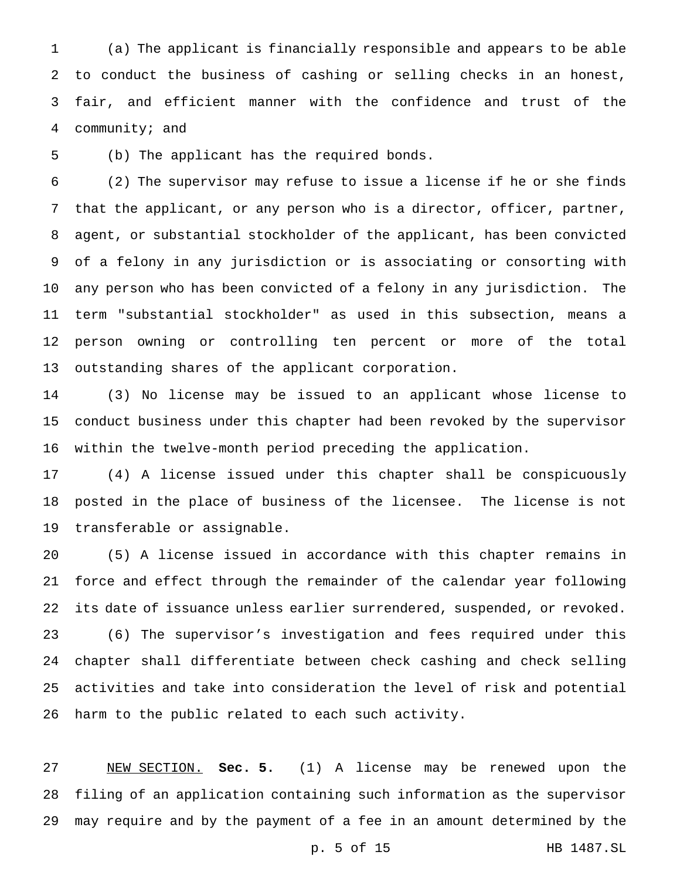(a) The applicant is financially responsible and appears to be able to conduct the business of cashing or selling checks in an honest, fair, and efficient manner with the confidence and trust of the community; and

(b) The applicant has the required bonds.

(2) The supervisor may refuse to issue a license if he or she finds that the applicant, or any person who is a director, officer, partner, agent, or substantial stockholder of the applicant, has been convicted of a felony in any jurisdiction or is associating or consorting with any person who has been convicted of a felony in any jurisdiction. The term "substantial stockholder" as used in this subsection, means a person owning or controlling ten percent or more of the total outstanding shares of the applicant corporation.

(3) No license may be issued to an applicant whose license to conduct business under this chapter had been revoked by the supervisor within the twelve-month period preceding the application.

(4) A license issued under this chapter shall be conspicuously posted in the place of business of the licensee. The license is not transferable or assignable.

(5) A license issued in accordance with this chapter remains in force and effect through the remainder of the calendar year following its date of issuance unless earlier surrendered, suspended, or revoked.

(6) The supervisor's investigation and fees required under this chapter shall differentiate between check cashing and check selling activities and take into consideration the level of risk and potential harm to the public related to each such activity.

NEW SECTION. **Sec. 5.** (1) A license may be renewed upon the filing of an application containing such information as the supervisor may require and by the payment of a fee in an amount determined by the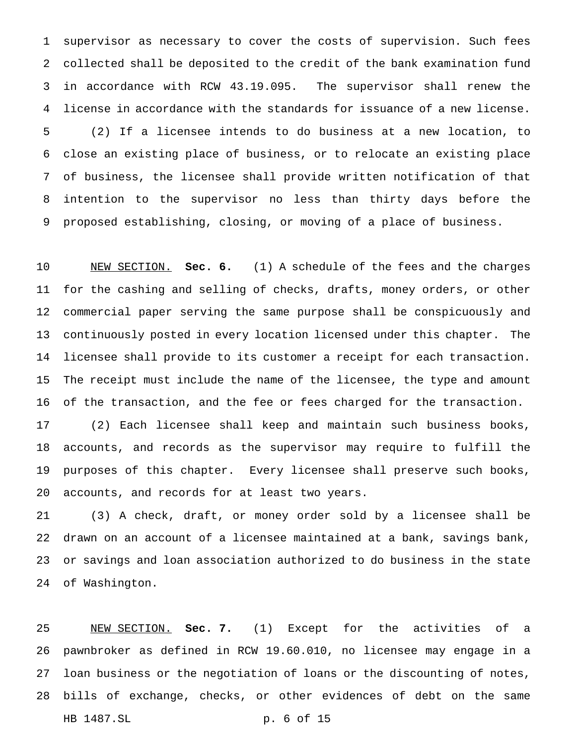supervisor as necessary to cover the costs of supervision. Such fees collected shall be deposited to the credit of the bank examination fund in accordance with RCW 43.19.095. The supervisor shall renew the license in accordance with the standards for issuance of a new license.

(2) If a licensee intends to do business at a new location, to close an existing place of business, or to relocate an existing place of business, the licensee shall provide written notification of that intention to the supervisor no less than thirty days before the proposed establishing, closing, or moving of a place of business.

NEW SECTION. **Sec. 6.** (1) A schedule of the fees and the charges for the cashing and selling of checks, drafts, money orders, or other commercial paper serving the same purpose shall be conspicuously and continuously posted in every location licensed under this chapter. The licensee shall provide to its customer a receipt for each transaction. The receipt must include the name of the licensee, the type and amount of the transaction, and the fee or fees charged for the transaction.

(2) Each licensee shall keep and maintain such business books, accounts, and records as the supervisor may require to fulfill the purposes of this chapter. Every licensee shall preserve such books, accounts, and records for at least two years.

(3) A check, draft, or money order sold by a licensee shall be drawn on an account of a licensee maintained at a bank, savings bank, or savings and loan association authorized to do business in the state of Washington.

NEW SECTION. **Sec. 7.** (1) Except for the activities of a pawnbroker as defined in RCW 19.60.010, no licensee may engage in a loan business or the negotiation of loans or the discounting of notes, bills of exchange, checks, or other evidences of debt on the same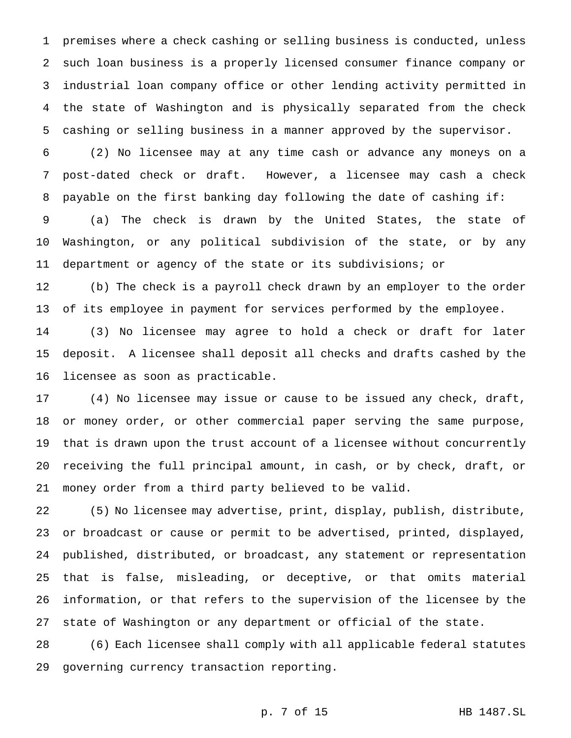premises where a check cashing or selling business is conducted, unless such loan business is a properly licensed consumer finance company or industrial loan company office or other lending activity permitted in the state of Washington and is physically separated from the check cashing or selling business in a manner approved by the supervisor.

(2) No licensee may at any time cash or advance any moneys on a post-dated check or draft. However, a licensee may cash a check payable on the first banking day following the date of cashing if:

(a) The check is drawn by the United States, the state of Washington, or any political subdivision of the state, or by any department or agency of the state or its subdivisions; or

(b) The check is a payroll check drawn by an employer to the order of its employee in payment for services performed by the employee.

(3) No licensee may agree to hold a check or draft for later deposit. A licensee shall deposit all checks and drafts cashed by the licensee as soon as practicable.

(4) No licensee may issue or cause to be issued any check, draft, or money order, or other commercial paper serving the same purpose, that is drawn upon the trust account of a licensee without concurrently receiving the full principal amount, in cash, or by check, draft, or money order from a third party believed to be valid.

(5) No licensee may advertise, print, display, publish, distribute, or broadcast or cause or permit to be advertised, printed, displayed, published, distributed, or broadcast, any statement or representation that is false, misleading, or deceptive, or that omits material information, or that refers to the supervision of the licensee by the state of Washington or any department or official of the state.

(6) Each licensee shall comply with all applicable federal statutes governing currency transaction reporting.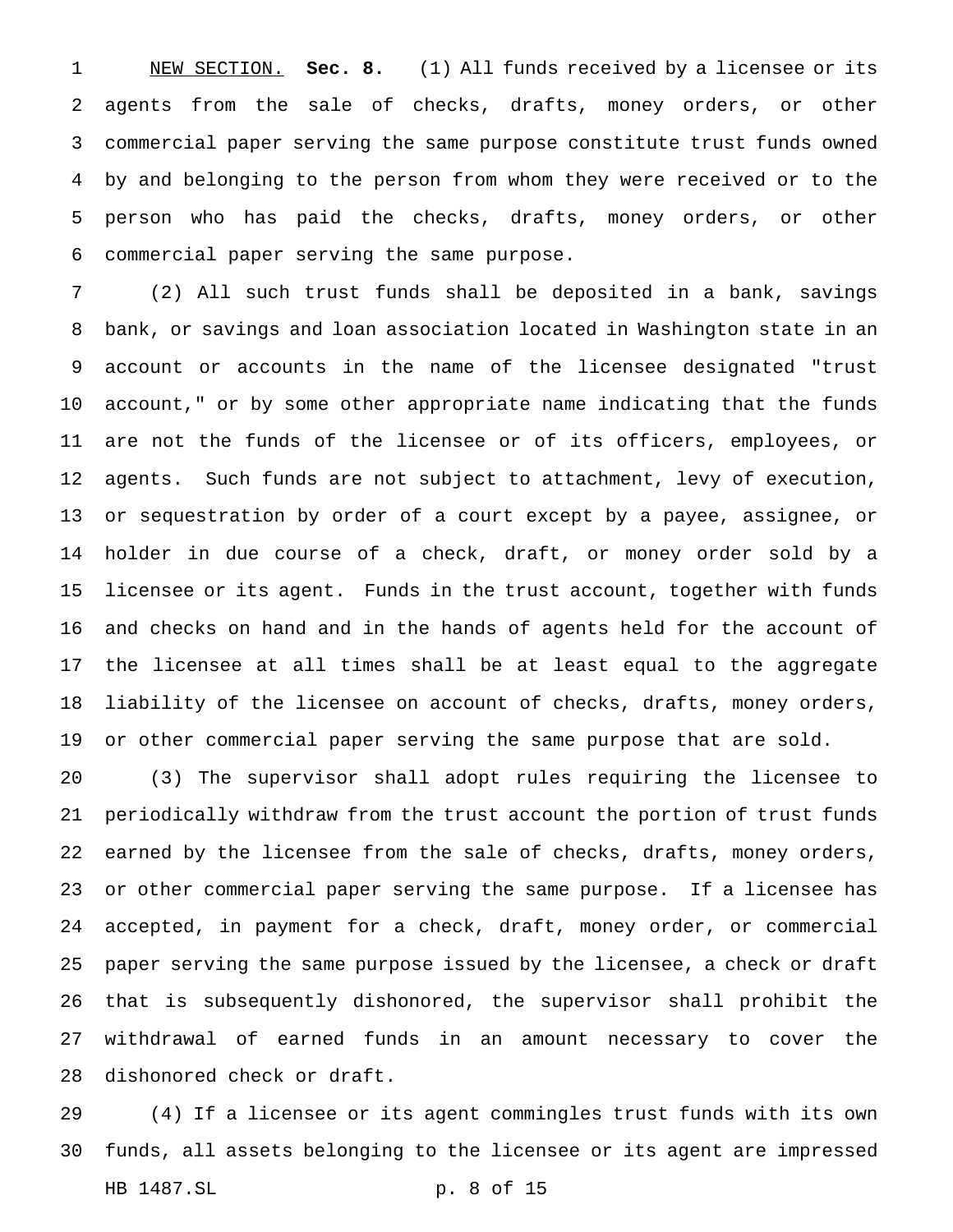NEW SECTION. **Sec. 8.** (1) All funds received by a licensee or its agents from the sale of checks, drafts, money orders, or other commercial paper serving the same purpose constitute trust funds owned by and belonging to the person from whom they were received or to the person who has paid the checks, drafts, money orders, or other commercial paper serving the same purpose.

(2) All such trust funds shall be deposited in a bank, savings bank, or savings and loan association located in Washington state in an account or accounts in the name of the licensee designated "trust account," or by some other appropriate name indicating that the funds are not the funds of the licensee or of its officers, employees, or agents. Such funds are not subject to attachment, levy of execution, or sequestration by order of a court except by a payee, assignee, or holder in due course of a check, draft, or money order sold by a licensee or its agent. Funds in the trust account, together with funds and checks on hand and in the hands of agents held for the account of the licensee at all times shall be at least equal to the aggregate liability of the licensee on account of checks, drafts, money orders, or other commercial paper serving the same purpose that are sold.

(3) The supervisor shall adopt rules requiring the licensee to periodically withdraw from the trust account the portion of trust funds earned by the licensee from the sale of checks, drafts, money orders, or other commercial paper serving the same purpose. If a licensee has accepted, in payment for a check, draft, money order, or commercial paper serving the same purpose issued by the licensee, a check or draft that is subsequently dishonored, the supervisor shall prohibit the withdrawal of earned funds in an amount necessary to cover the dishonored check or draft.

(4) If a licensee or its agent commingles trust funds with its own funds, all assets belonging to the licensee or its agent are impressed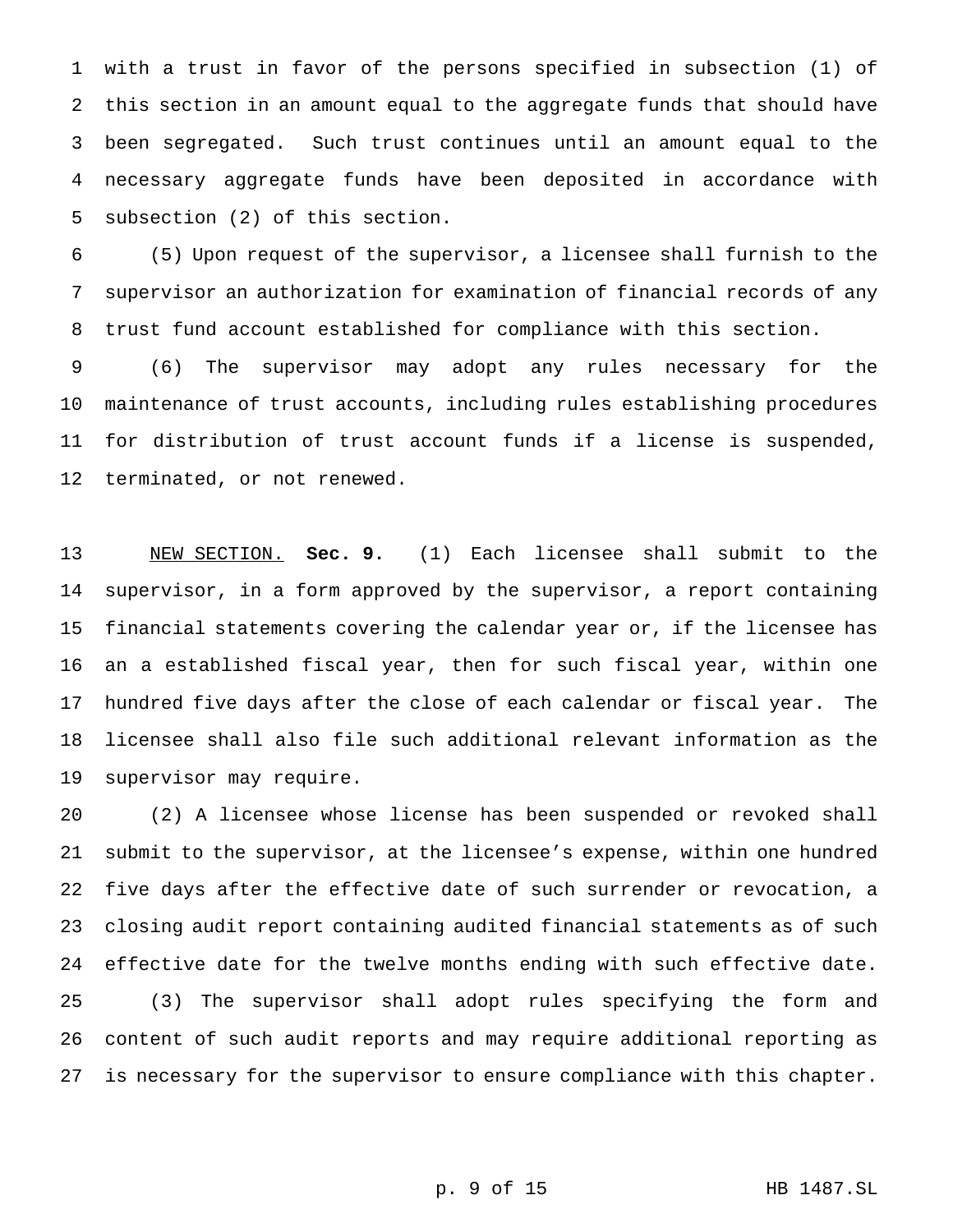with a trust in favor of the persons specified in subsection (1) of this section in an amount equal to the aggregate funds that should have been segregated. Such trust continues until an amount equal to the necessary aggregate funds have been deposited in accordance with subsection (2) of this section.

(5) Upon request of the supervisor, a licensee shall furnish to the supervisor an authorization for examination of financial records of any trust fund account established for compliance with this section.

(6) The supervisor may adopt any rules necessary for the maintenance of trust accounts, including rules establishing procedures for distribution of trust account funds if a license is suspended, terminated, or not renewed.

NEW SECTION. **Sec. 9.** (1) Each licensee shall submit to the supervisor, in a form approved by the supervisor, a report containing financial statements covering the calendar year or, if the licensee has an a established fiscal year, then for such fiscal year, within one hundred five days after the close of each calendar or fiscal year. The licensee shall also file such additional relevant information as the supervisor may require.

(2) A licensee whose license has been suspended or revoked shall submit to the supervisor, at the licensee's expense, within one hundred five days after the effective date of such surrender or revocation, a closing audit report containing audited financial statements as of such effective date for the twelve months ending with such effective date.

(3) The supervisor shall adopt rules specifying the form and content of such audit reports and may require additional reporting as is necessary for the supervisor to ensure compliance with this chapter.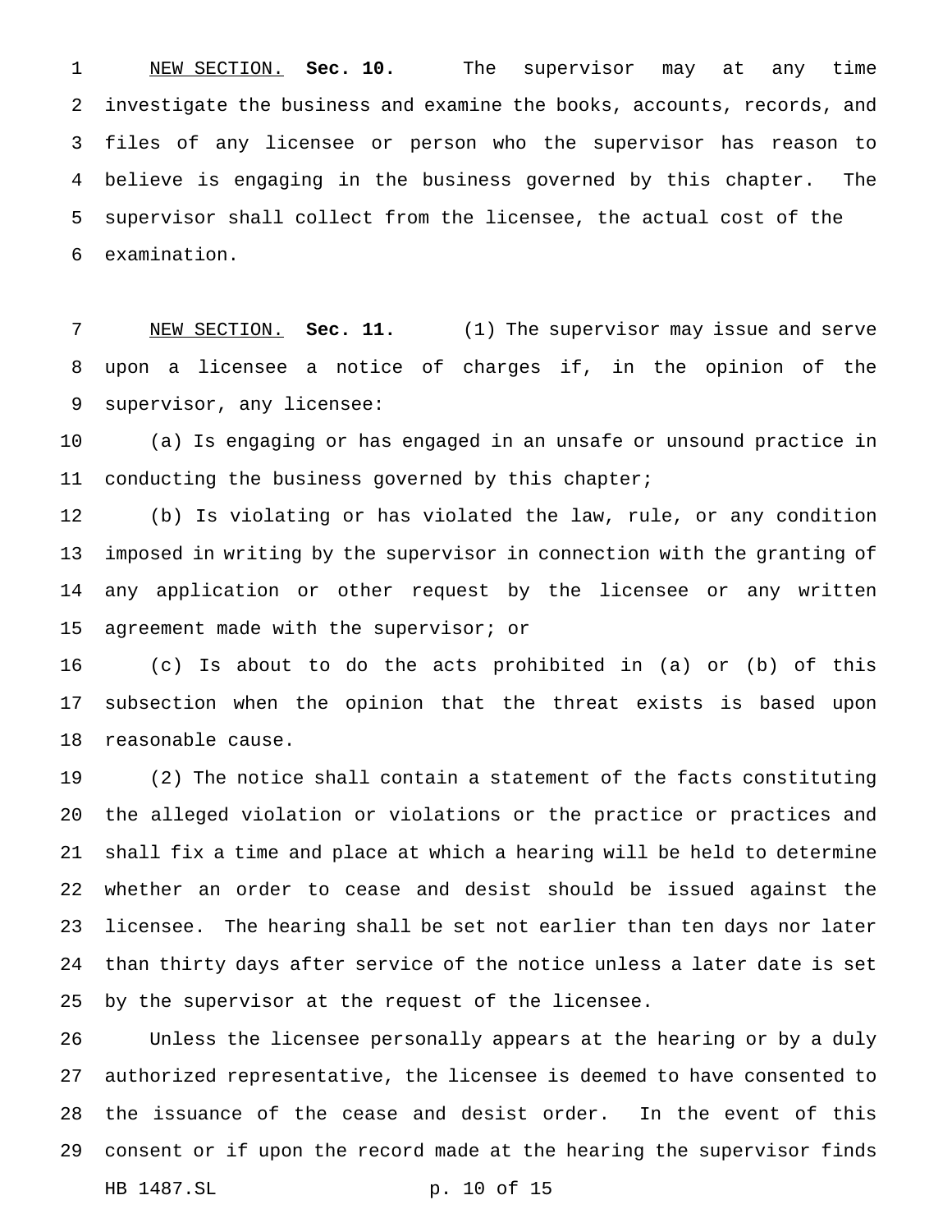NEW SECTION. **Sec. 10.** The supervisor may at any time investigate the business and examine the books, accounts, records, and files of any licensee or person who the supervisor has reason to believe is engaging in the business governed by this chapter. The supervisor shall collect from the licensee, the actual cost of the examination.

NEW SECTION. **Sec. 11.** (1) The supervisor may issue and serve upon a licensee a notice of charges if, in the opinion of the supervisor, any licensee:

(a) Is engaging or has engaged in an unsafe or unsound practice in conducting the business governed by this chapter;

(b) Is violating or has violated the law, rule, or any condition imposed in writing by the supervisor in connection with the granting of any application or other request by the licensee or any written agreement made with the supervisor; or

(c) Is about to do the acts prohibited in (a) or (b) of this subsection when the opinion that the threat exists is based upon reasonable cause.

(2) The notice shall contain a statement of the facts constituting the alleged violation or violations or the practice or practices and shall fix a time and place at which a hearing will be held to determine whether an order to cease and desist should be issued against the licensee. The hearing shall be set not earlier than ten days nor later than thirty days after service of the notice unless a later date is set by the supervisor at the request of the licensee.

Unless the licensee personally appears at the hearing or by a duly authorized representative, the licensee is deemed to have consented to the issuance of the cease and desist order. In the event of this consent or if upon the record made at the hearing the supervisor finds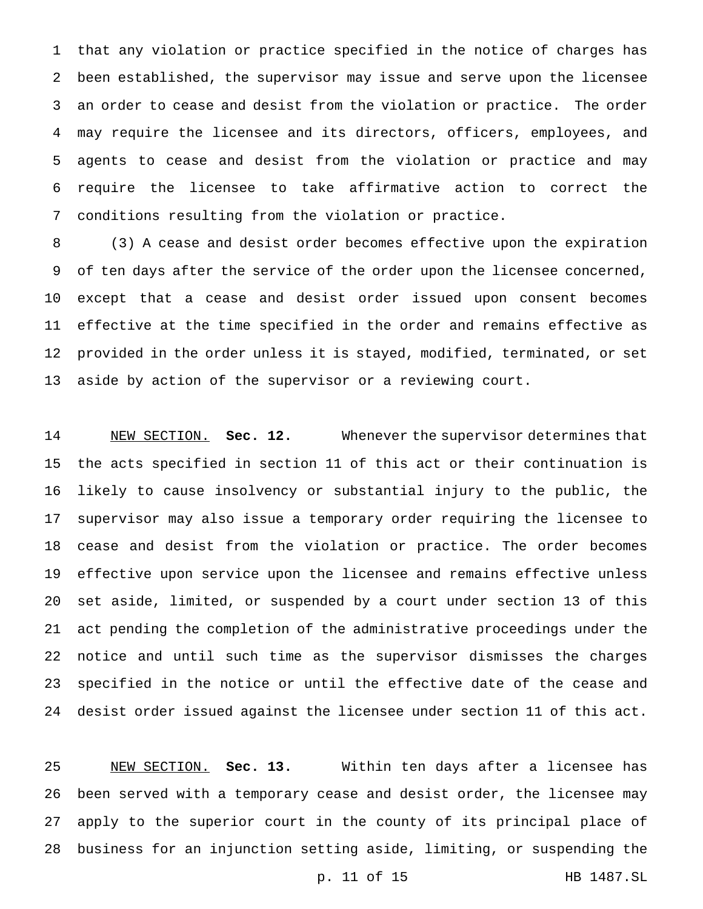that any violation or practice specified in the notice of charges has been established, the supervisor may issue and serve upon the licensee an order to cease and desist from the violation or practice. The order may require the licensee and its directors, officers, employees, and agents to cease and desist from the violation or practice and may require the licensee to take affirmative action to correct the conditions resulting from the violation or practice.

(3) A cease and desist order becomes effective upon the expiration of ten days after the service of the order upon the licensee concerned, except that a cease and desist order issued upon consent becomes effective at the time specified in the order and remains effective as provided in the order unless it is stayed, modified, terminated, or set aside by action of the supervisor or a reviewing court.

NEW SECTION. **Sec. 12.** Whenever the supervisor determines that the acts specified in section 11 of this act or their continuation is likely to cause insolvency or substantial injury to the public, the supervisor may also issue a temporary order requiring the licensee to cease and desist from the violation or practice. The order becomes effective upon service upon the licensee and remains effective unless set aside, limited, or suspended by a court under section 13 of this act pending the completion of the administrative proceedings under the notice and until such time as the supervisor dismisses the charges specified in the notice or until the effective date of the cease and desist order issued against the licensee under section 11 of this act.

NEW SECTION. **Sec. 13.** Within ten days after a licensee has been served with a temporary cease and desist order, the licensee may apply to the superior court in the county of its principal place of business for an injunction setting aside, limiting, or suspending the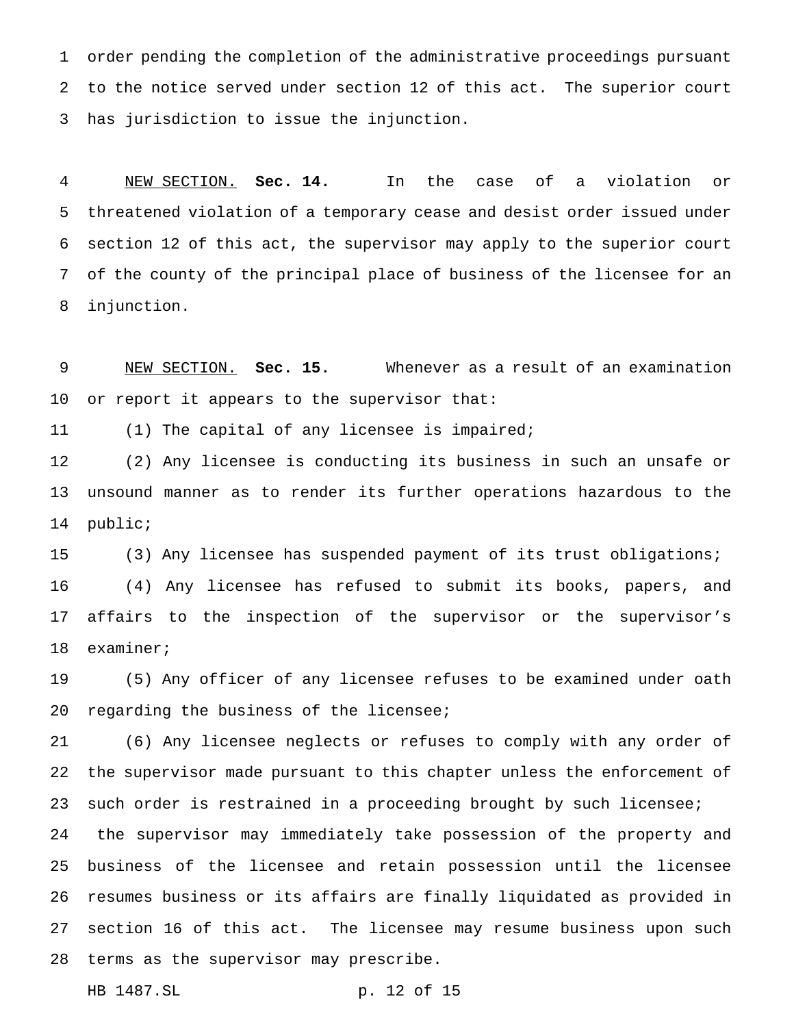order pending the completion of the administrative proceedings pursuant to the notice served under section 12 of this act. The superior court has jurisdiction to issue the injunction.

NEW SECTION. **Sec. 14.** In the case of a violation or threatened violation of a temporary cease and desist order issued under section 12 of this act, the supervisor may apply to the superior court of the county of the principal place of business of the licensee for an injunction.

NEW SECTION. **Sec. 15.** Whenever as a result of an examination or report it appears to the supervisor that:

(1) The capital of any licensee is impaired;

(2) Any licensee is conducting its business in such an unsafe or unsound manner as to render its further operations hazardous to the public;

(3) Any licensee has suspended payment of its trust obligations;

(4) Any licensee has refused to submit its books, papers, and affairs to the inspection of the supervisor or the supervisor's examiner;

(5) Any officer of any licensee refuses to be examined under oath regarding the business of the licensee;

(6) Any licensee neglects or refuses to comply with any order of the supervisor made pursuant to this chapter unless the enforcement of such order is restrained in a proceeding brought by such licensee;

the supervisor may immediately take possession of the property and business of the licensee and retain possession until the licensee resumes business or its affairs are finally liquidated as provided in section 16 of this act. The licensee may resume business upon such terms as the supervisor may prescribe.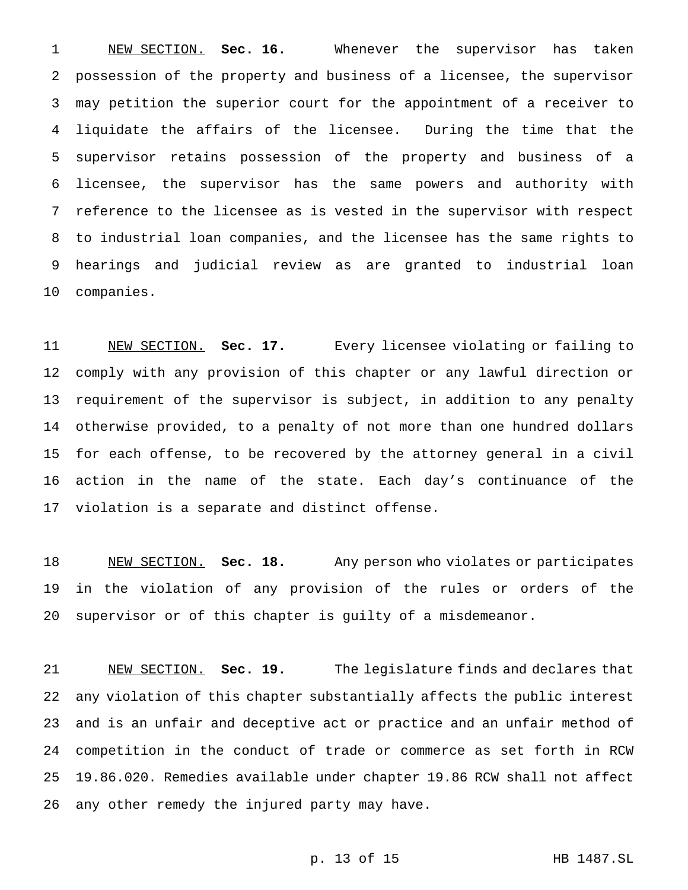NEW SECTION. **Sec. 16.** Whenever the supervisor has taken possession of the property and business of a licensee, the supervisor may petition the superior court for the appointment of a receiver to liquidate the affairs of the licensee. During the time that the supervisor retains possession of the property and business of a licensee, the supervisor has the same powers and authority with reference to the licensee as is vested in the supervisor with respect to industrial loan companies, and the licensee has the same rights to hearings and judicial review as are granted to industrial loan companies.

NEW SECTION. **Sec. 17.** Every licensee violating or failing to comply with any provision of this chapter or any lawful direction or requirement of the supervisor is subject, in addition to any penalty otherwise provided, to a penalty of not more than one hundred dollars for each offense, to be recovered by the attorney general in a civil action in the name of the state. Each day's continuance of the violation is a separate and distinct offense.

NEW SECTION. **Sec. 18.** Any person who violates or participates in the violation of any provision of the rules or orders of the supervisor or of this chapter is guilty of a misdemeanor.

NEW SECTION. **Sec. 19.** The legislature finds and declares that any violation of this chapter substantially affects the public interest and is an unfair and deceptive act or practice and an unfair method of competition in the conduct of trade or commerce as set forth in RCW 19.86.020. Remedies available under chapter 19.86 RCW shall not affect any other remedy the injured party may have.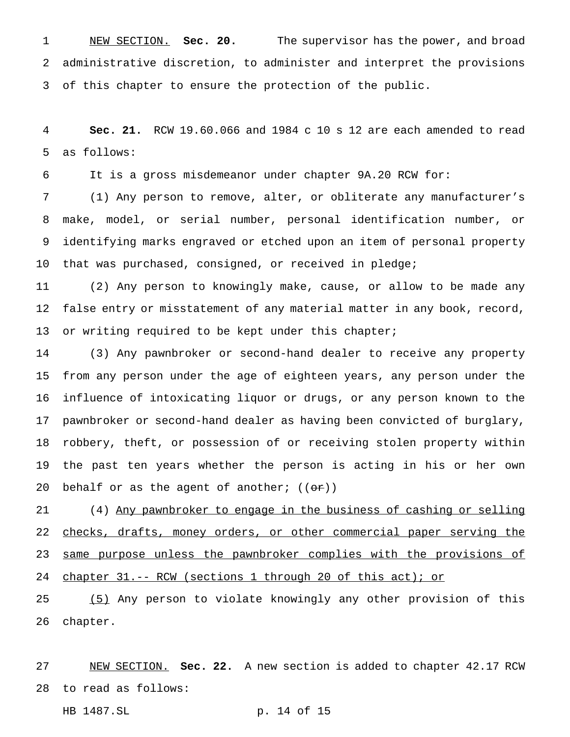NEW SECTION. **Sec. 20.** The supervisor has the power, and broad administrative discretion, to administer and interpret the provisions of this chapter to ensure the protection of the public.

**Sec. 21.** RCW 19.60.066 and 1984 c 10 s 12 are each amended to read as follows:

It is a gross misdemeanor under chapter 9A.20 RCW for:

(1) Any person to remove, alter, or obliterate any manufacturer's make, model, or serial number, personal identification number, or identifying marks engraved or etched upon an item of personal property that was purchased, consigned, or received in pledge;

(2) Any person to knowingly make, cause, or allow to be made any false entry or misstatement of any material matter in any book, record, or writing required to be kept under this chapter;

(3) Any pawnbroker or second-hand dealer to receive any property from any person under the age of eighteen years, any person under the influence of intoxicating liquor or drugs, or any person known to the pawnbroker or second-hand dealer as having been convicted of burglary, robbery, theft, or possession of or receiving stolen property within the past ten years whether the person is acting in his or her own behalf or as the agent of another; ((~~or~~))

(4) Any pawnbroker to engage in the business of cashing or selling checks, drafts, money orders, or other commercial paper serving the same purpose unless the pawnbroker complies with the provisions of chapter 31.-- RCW (sections 1 through 20 of this act); or

(5) Any person to violate knowingly any other provision of this chapter.

NEW SECTION. **Sec. 22.** A new section is added to chapter 42.17 RCW to read as follows: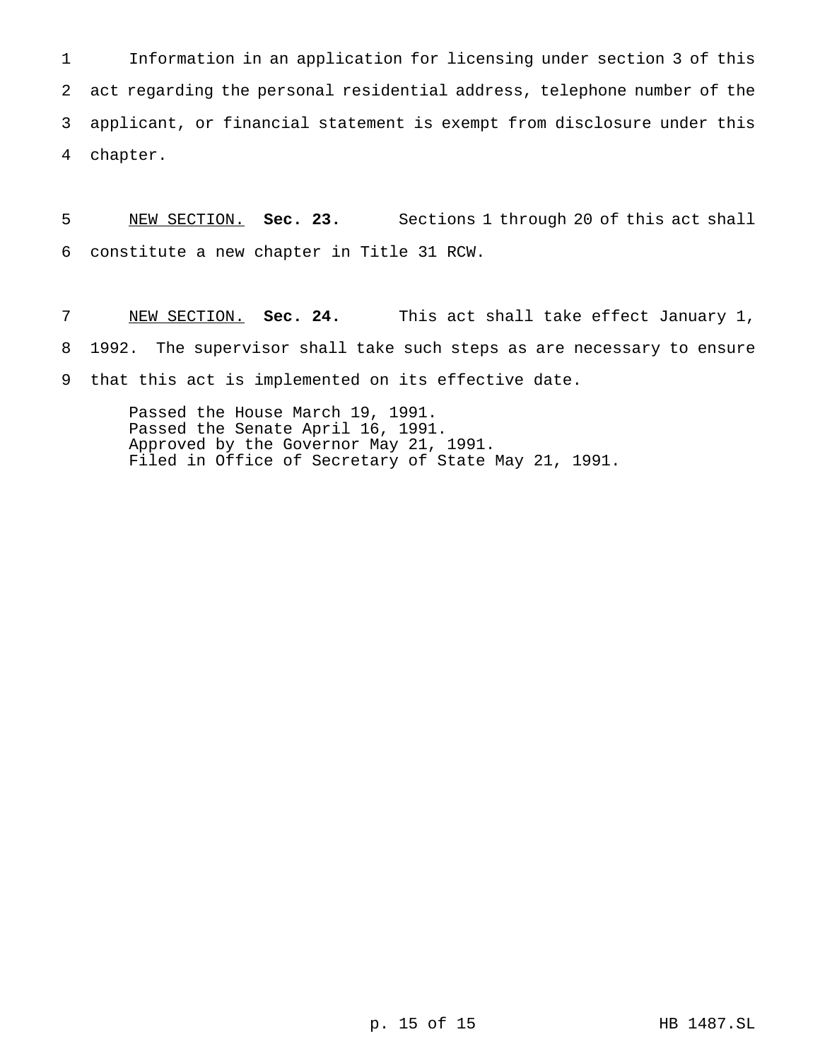Information in an application for licensing under section 3 of this act regarding the personal residential address, telephone number of the applicant, or financial statement is exempt from disclosure under this chapter.

NEW SECTION. **Sec. 23.** Sections 1 through 20 of this act shall constitute a new chapter in Title 31 RCW.

NEW SECTION. **Sec. 24.** This act shall take effect January 1, 1992. The supervisor shall take such steps as are necessary to ensure that this act is implemented on its effective date.

Passed the House March 19, 1991.
Passed the Senate April 16, 1991.
Approved by the Governor May 21, 1991.
Filed in Office of Secretary of State May 21, 1991.